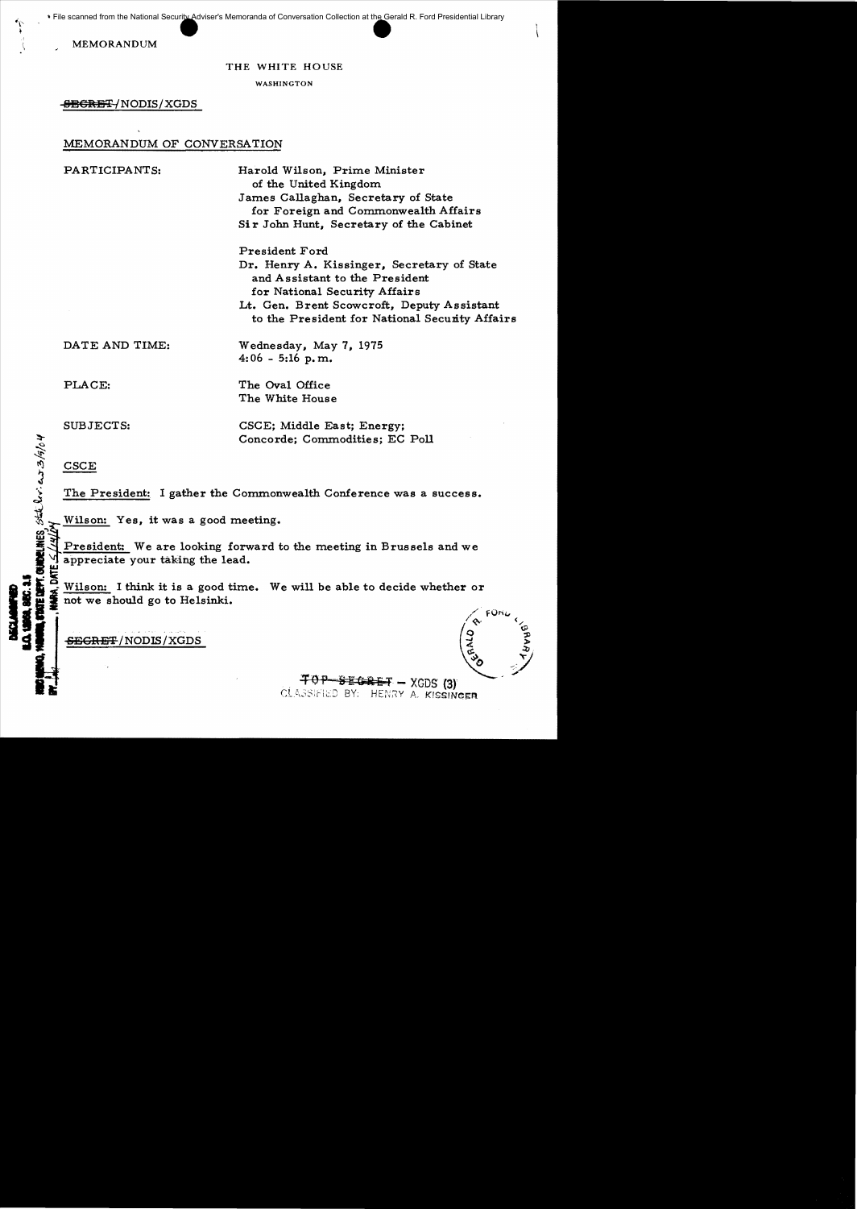File scanned from the National Security Adviser's Memoranda of Conversation Collection at the Gerald R. Ford Presidential Library

MEMORANDUM

THE WHITE HOUSE

WASHINGTON

~~SECRET~~/NODIS/XGDS

MEMORANDUM OF CONVERSATION

PARTICIPANTS: Harold Wilson, Prime Minister of the United Kingdom
James Callaghan, Secretary of State for Foreign and Commonwealth Affairs
Sir John Hunt, Secretary of the Cabinet

President Ford
Dr. Henry A. Kissinger, Secretary of State and Assistant to the President for National Security Affairs
Lt. Gen. Brent Scowcroft, Deputy Assistant to the President for National Security Affairs

DATE AND TIME: Wednesday, May 7, 1975
4:06 - 5:16 p.m.

PLACE: The Oval Office
The White House

SUBJECTS: CSCE; Middle East; Energy; Concorde; Commodities; EC Poll

DECLASSIFIED E.O. 12958, SEC. 3.5 NSC MEMO, 11/24/98, STATE DEPT. GUIDELINES, State Rev. 3/9/04 BY ___, NARA, DATE 5/4/04

## CSCE

The President: I gather the Commonwealth Conference was a success.

Wilson: Yes, it was a good meeting.

President: We are looking forward to the meeting in Brussels and we appreciate your taking the lead.

Wilson: I think it is a good time. We will be able to decide whether or not we should go to Helsinki.

~~SECRET~~/NODIS/XGDS

~~TOP SECRET~~ – XGDS (3)
CLASSIFIED BY: HENRY A. KISSINGER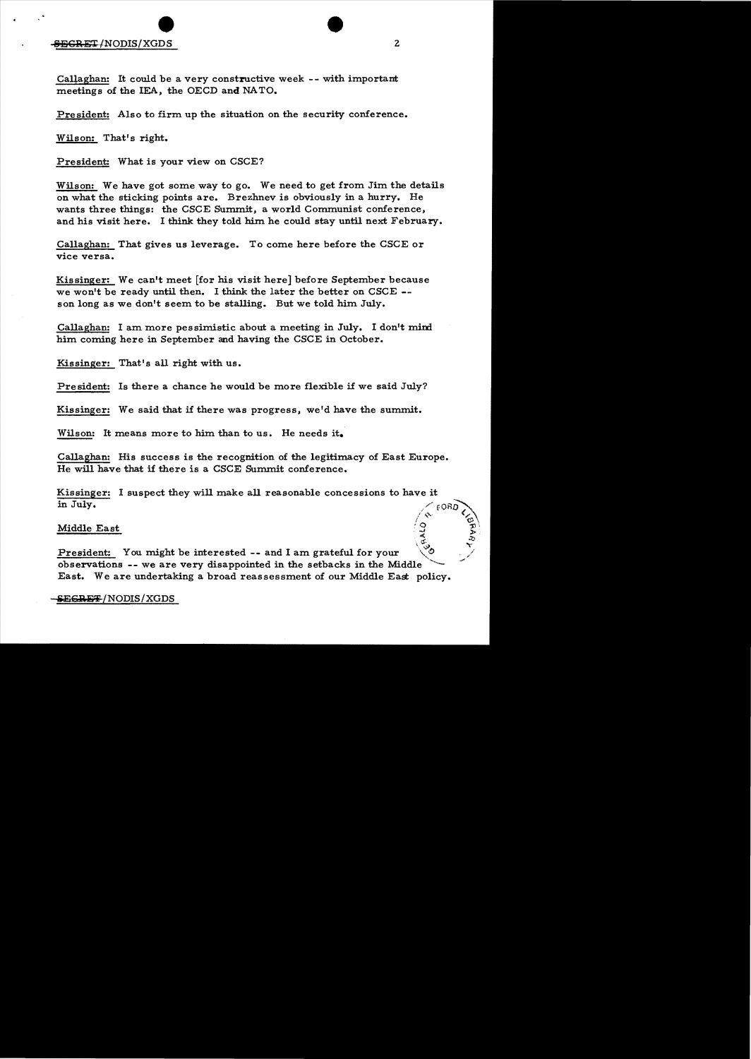Callaghan: It could be a very constructive week -- with important meetings of the IEA, the OECD and NATO.

President: Also to firm up the situation on the security conference.

Wilson: That's right.

President: What is your view on CSCE?

Wilson: We have got some way to go. We need to get from Jim the details on what the sticking points are. Brezhnev is obviously in a hurry. He wants three things: the CSCE Summit, a world Communist conference, and his visit here. I think they told him he could stay until next February.

Callaghan: That gives us leverage. To come here before the CSCE or vice versa.

Kissinger: We can't meet [for his visit here] before September because we won't be ready until then. I think the later the better on CSCE -- son long as we don't seem to be stalling. But we told him July.

Callaghan: I am more pessimistic about a meeting in July. I don't mind him coming here in September and having the CSCE in October.

Kissinger: That's all right with us.

President: Is there a chance he would be more flexible if we said July?

Kissinger: We said that if there was progress, we'd have the summit.

Wilson: It means more to him than to us. He needs it.

Callaghan: His success is the recognition of the legitimacy of East Europe. He will have that if there is a CSCE Summit conference.

Kissinger: I suspect they will make all reasonable concessions to have it in July.

## Middle East

President: You might be interested -- and I am grateful for your observations -- we are very disappointed in the setbacks in the Middle East. We are undertaking a broad reassessment of our Middle East policy.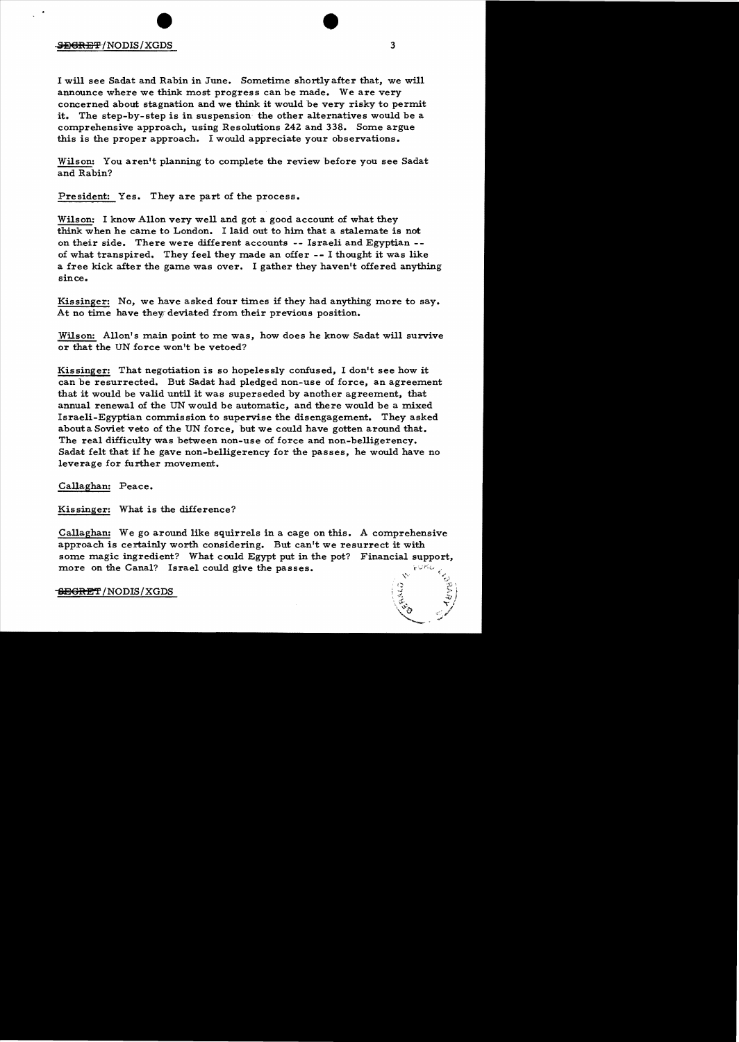I will see Sadat and Rabin in June. Sometime shortly after that, we will announce where we think most progress can be made. We are very concerned about stagnation and we think it would be very risky to permit it. The step-by-step is in suspension the other alternatives would be a comprehensive approach, using Resolutions 242 and 338. Some argue this is the proper approach. I would appreciate your observations.

Wilson: You aren't planning to complete the review before you see Sadat and Rabin?

President: Yes. They are part of the process.

Wilson: I know Allon very well and got a good account of what they think when he came to London. I laid out to him that a stalemate is not on their side. There were different accounts -- Israeli and Egyptian -- of what transpired. They feel they made an offer -- I thought it was like a free kick after the game was over. I gather they haven't offered anything since.

Kissinger: No, we have asked four times if they had anything more to say. At no time have they deviated from their previous position.

Wilson: Allon's main point to me was, how does he know Sadat will survive or that the UN force won't be vetoed?

Kissinger: That negotiation is so hopelessly confused, I don't see how it can be resurrected. But Sadat had pledged non-use of force, an agreement that it would be valid until it was superseded by another agreement, that annual renewal of the UN would be automatic, and there would be a mixed Israeli-Egyptian commission to supervise the disengagement. They asked about a Soviet veto of the UN force, but we could have gotten around that. The real difficulty was between non-use of force and non-belligerency. Sadat felt that if he gave non-belligerency for the passes, he would have no leverage for further movement.

Callaghan: Peace.

Kissinger: What is the difference?

Callaghan: We go around like squirrels in a cage on this. A comprehensive approach is certainly worth considering. But can't we resurrect it with some magic ingredient? What could Egypt put in the pot? Financial support, more on the Canal? Israel could give the passes.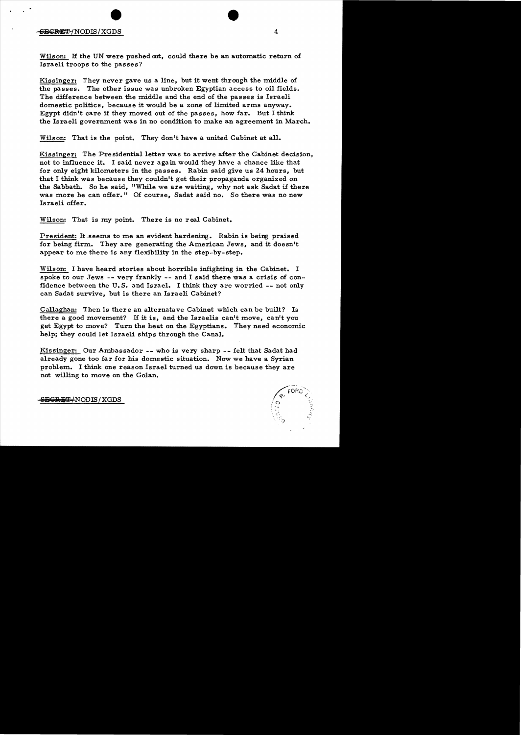Wilson: If the UN were pushed out, could there be an automatic return of Israeli troops to the passes?

Kissinger: They never gave us a line, but it went through the middle of the passes. The other issue was unbroken Egyptian access to oil fields. The difference between the middle and the end of the passes is Israeli domestic politics, because it would be a zone of limited arms anyway. Egypt didn't care if they moved out of the passes, how far. But I think the Israeli government was in no condition to make an agreement in March.

Wilson: That is the point. They don't have a united Cabinet at all.

Kissinger: The Presidential letter was to arrive after the Cabinet decision, not to influence it. I said never again would they have a chance like that for only eight kilometers in the passes. Rabin said give us 24 hours, but that I think was because they couldn't get their propaganda organized on the Sabbath. So he said, "While we are waiting, why not ask Sadat if there was more he can offer." Of course, Sadat said no. So there was no new Israeli offer.

Wilson: That is my point. There is no real Cabinet.

President: It seems to me an evident hardening. Rabin is being praised for being firm. They are generating the American Jews, and it doesn't appear to me there is any flexibility in the step-by-step.

Wilson: I have heard stories about horrible infighting in the Cabinet. I spoke to our Jews -- very frankly -- and I said there was a crisis of confidence between the U.S. and Israel. I think they are worried -- not only can Sadat survive, but is there an Israeli Cabinet?

Callaghan: Then is there an alternatave Cabinet which can be built? Is there a good movement? If it is, and the Israelis can't move, can't you get Egypt to move? Turn the heat on the Egyptians. They need economic help; they could let Israeli ships through the Canal.

Kissinger: Our Ambassador -- who is very sharp -- felt that Sadat had already gone too far for his domestic situation. Now we have a Syrian problem. I think one reason Israel turned us down is because they are not willing to move on the Golan.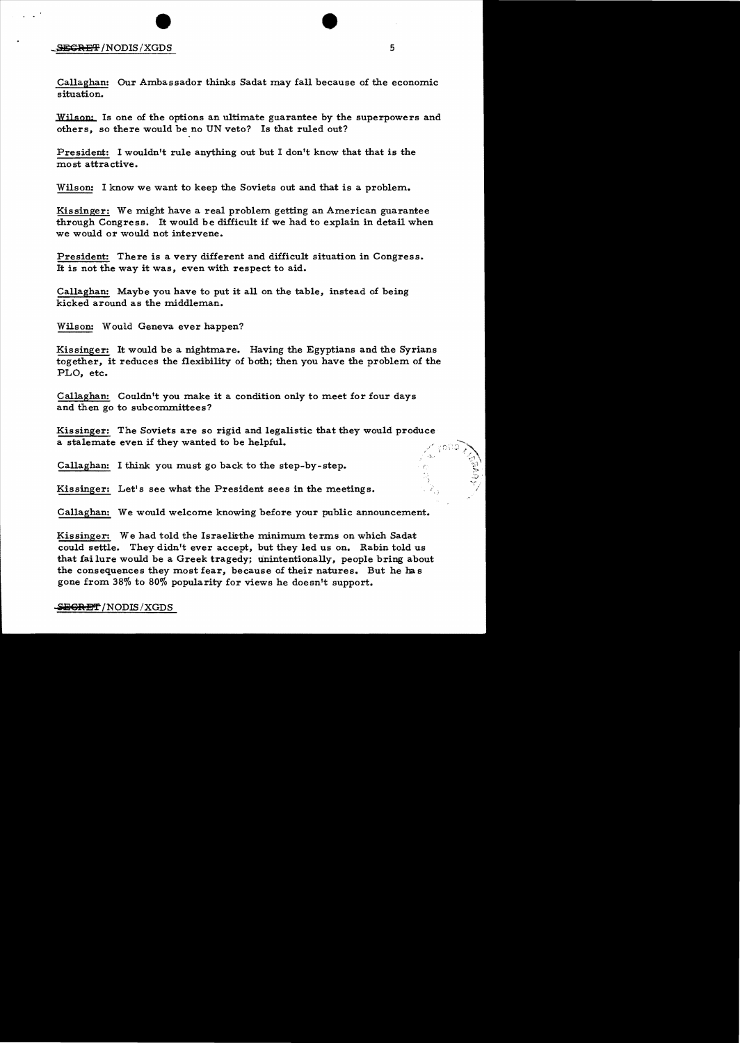Callaghan: Our Ambassador thinks Sadat may fall because of the economic situation.

Wilson: Is one of the options an ultimate guarantee by the superpowers and others, so there would be no UN veto? Is that ruled out?

President: I wouldn't rule anything out but I don't know that that is the most attractive.

Wilson: I know we want to keep the Soviets out and that is a problem.

Kissinger: We might have a real problem getting an American guarantee through Congress. It would be difficult if we had to explain in detail when we would or would not intervene.

President: There is a very different and difficult situation in Congress. It is not the way it was, even with respect to aid.

Callaghan: Maybe you have to put it all on the table, instead of being kicked around as the middleman.

Wilson: Would Geneva ever happen?

Kissinger: It would be a nightmare. Having the Egyptians and the Syrians together, it reduces the flexibility of both; then you have the problem of the PLO, etc.

Callaghan: Couldn't you make it a condition only to meet for four days and then go to subcommittees?

Kissinger: The Soviets are so rigid and legalistic that they would produce a stalemate even if they wanted to be helpful.

Callaghan: I think you must go back to the step-by-step.

Kissinger: Let's see what the President sees in the meetings.

Callaghan: We would welcome knowing before your public announcement.

Kissinger: We had told the Israelisthe minimum terms on which Sadat could settle. They didn't ever accept, but they led us on. Rabin told us that failure would be a Greek tragedy; unintentionally, people bring about the consequences they most fear, because of their natures. But he has gone from 38% to 80% popularity for views he doesn't support.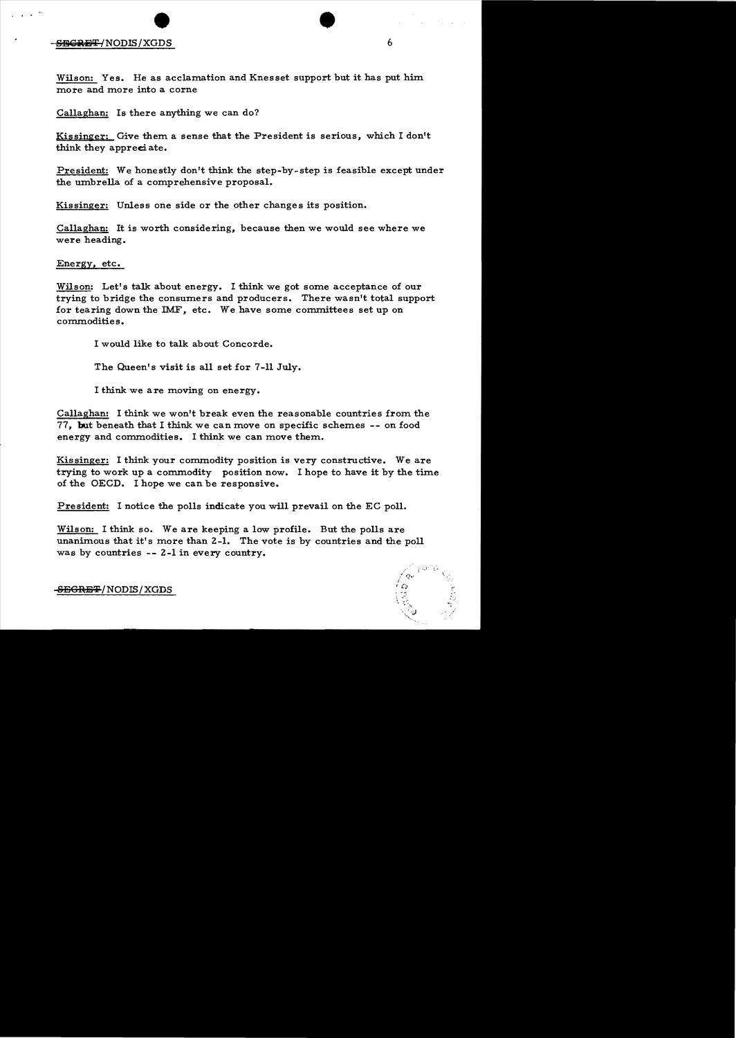Wilson: Yes. He as acclamation and Knesset support but it has put him more and more into a corne

Callaghan: Is there anything we can do?

Kissinger: Give them a sense that the President is serious, which I don't think they appreciate.

President: We honestly don't think the step-by-step is feasible except under the umbrella of a comprehensive proposal.

Kissinger: Unless one side or the other changes its position.

Callaghan: It is worth considering, because then we would see where we were heading.

Energy, etc.

Wilson: Let's talk about energy. I think we got some acceptance of our trying to bridge the consumers and producers. There wasn't total support for tearing down the IMF, etc. We have some committees set up on commodities.

I would like to talk about Concorde.

The Queen's visit is all set for 7-11 July.

I think we are moving on energy.

Callaghan: I think we won't break even the reasonable countries from the 77, but beneath that I think we can move on specific schemes -- on food energy and commodities. I think we can move them.

Kissinger: I think your commodity position is very constructive. We are trying to work up a commodity position now. I hope to have it by the time of the OECD. I hope we can be responsive.

President: I notice the polls indicate you will prevail on the EC poll.

Wilson: I think so. We are keeping a low profile. But the polls are unanimous that it's more than 2-1. The vote is by countries and the poll was by countries -- 2-1 in every country.

SECRET/NODIS/XGDS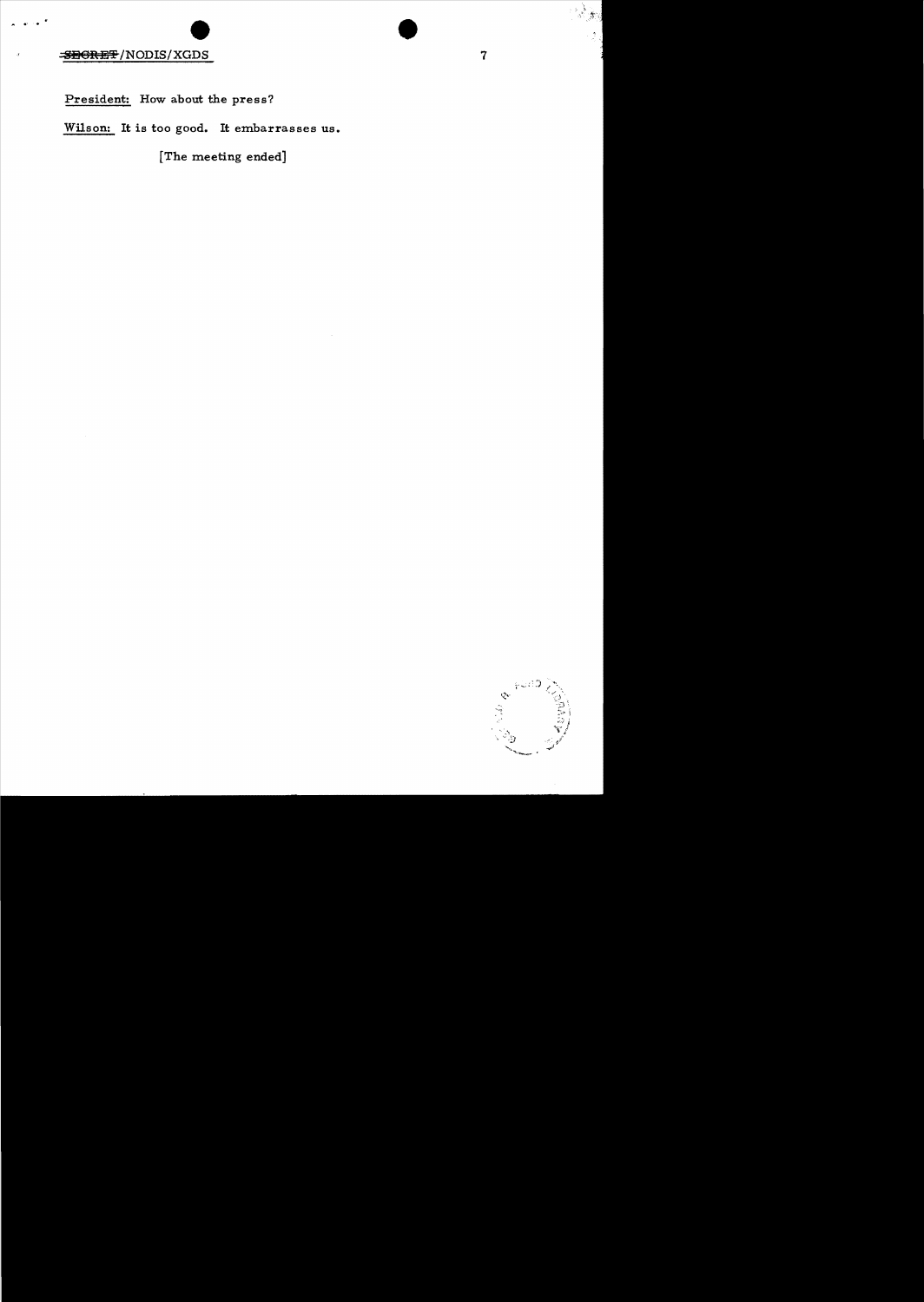President: How about the press?

Wilson: It is too good. It embarrasses us.

[The meeting ended]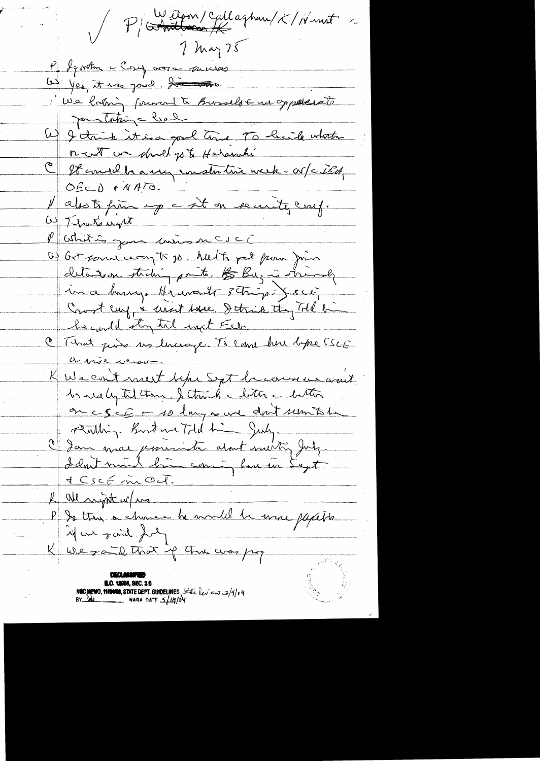P/ Wilson/Callaghan/K/Hunt ~

7 May 75

P Ignatius – Cong. were a success

W Yes, it was good. ~~I~~

We looking forward to Brussels & we appreciate your taking a lead.

W I think it is a good time. To decide whether or not we should go to Helsinki

C It could be a very constructive week – w/c IEA, OECD & NATO.

P also to firm up a sit on security conf.

W That's right

P What is your view on CSCE

W Got some way to go. Need to get from him details on sticking points. ~~He~~ Brez is obviously in a hurry. He wants 3 things: CSCE, Communist conf, & visit here. I think they told him he could stay til next Feb.

C That gives us leverage. To come here before CSCE a wise weapon

K We can't meet before Sept because we wait to really til then. I think the later the better on CSCE – so long as we don't seem to be stalling. But we told him July.

C I am more pessimistic about meeting July. I don't mind him coming here in Sept & CSCE in Oct.

K All right w/us.

P Is there a chance he would be more flexible if we said July

K We said that if there was prog

DECLASSIFIED
E.O. 12958, SEC. 3.5
NSC MEMO, 11/24/98, STATE DEPT. GUIDELINES State Review 3/9/04
BY ___ NARA DATE 5/14/04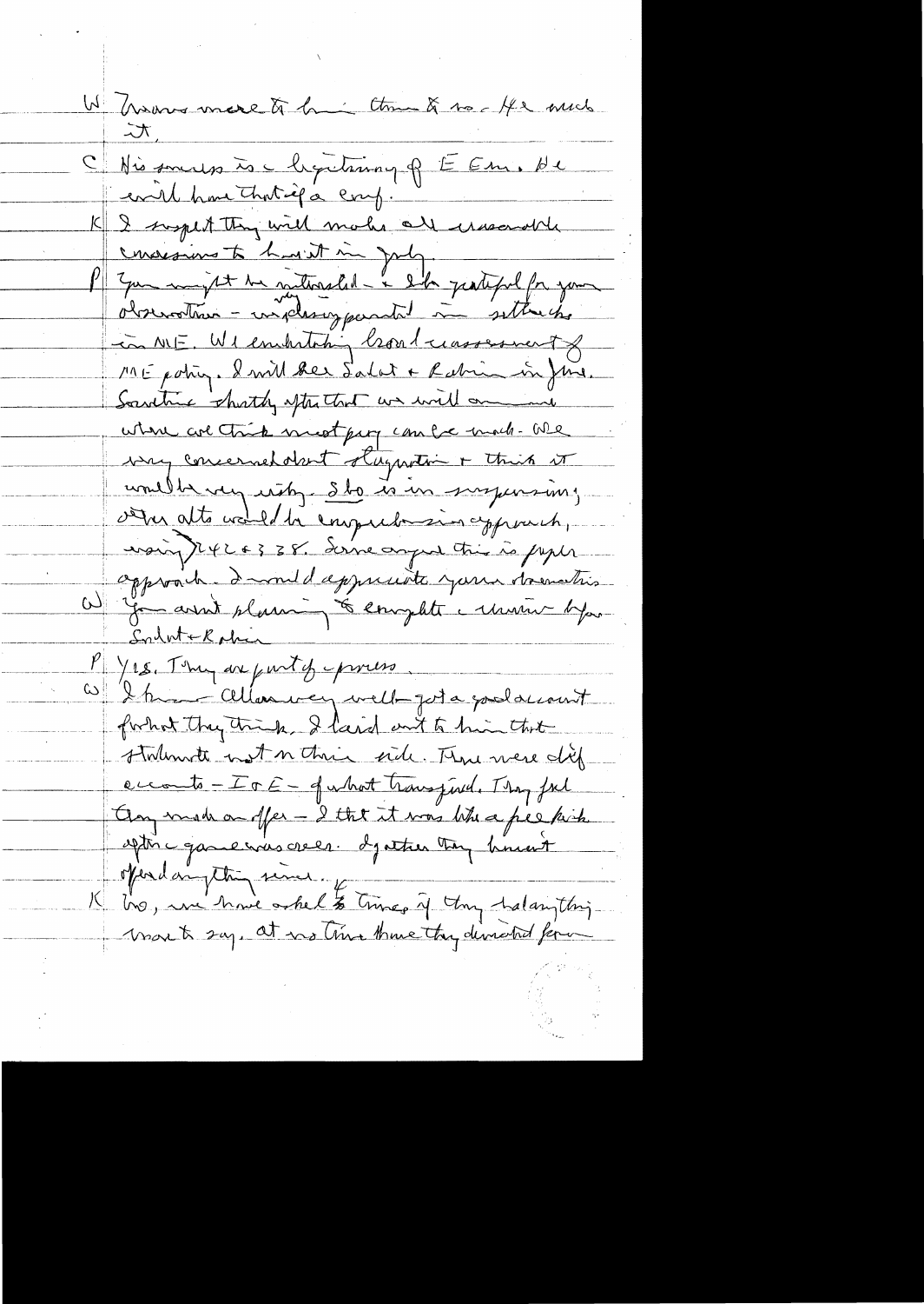W Means more to him than to us. He wants it.

C His success is a legitimacy of E Em. He will have that if a conf.

K I suspect they will make all reasonable concessions to have it in July.

P You might be interested – & I'm grateful for your observation – we're disappointed in setbacks in ME. We're undertaking broad reassessment of ME policy. I will see Sadat & Rabin in June. Sometime shortly after that we will announce where we think most progress can be made. We're very concerned about stagnation & think it would be very risky. Step is in suspension; other alts would be comprehensive approach, using 242 & 338. Some argue this is proper approach. I would appreciate your observations.

W You aren't planning to complete a review before Sadat & Rabin.

P Yes. They are part of process.

W I knew Allon very well – got a good account from what they think. I said out to him that statements not on their side. There were diff accounts – I & E – of what transpired. They feel they made an offer – I think it was like a free kick after a game was over. Day after they haven't offered anything since.

K No, we have asked 6 times if they had anything more to say. At no time have they deviated from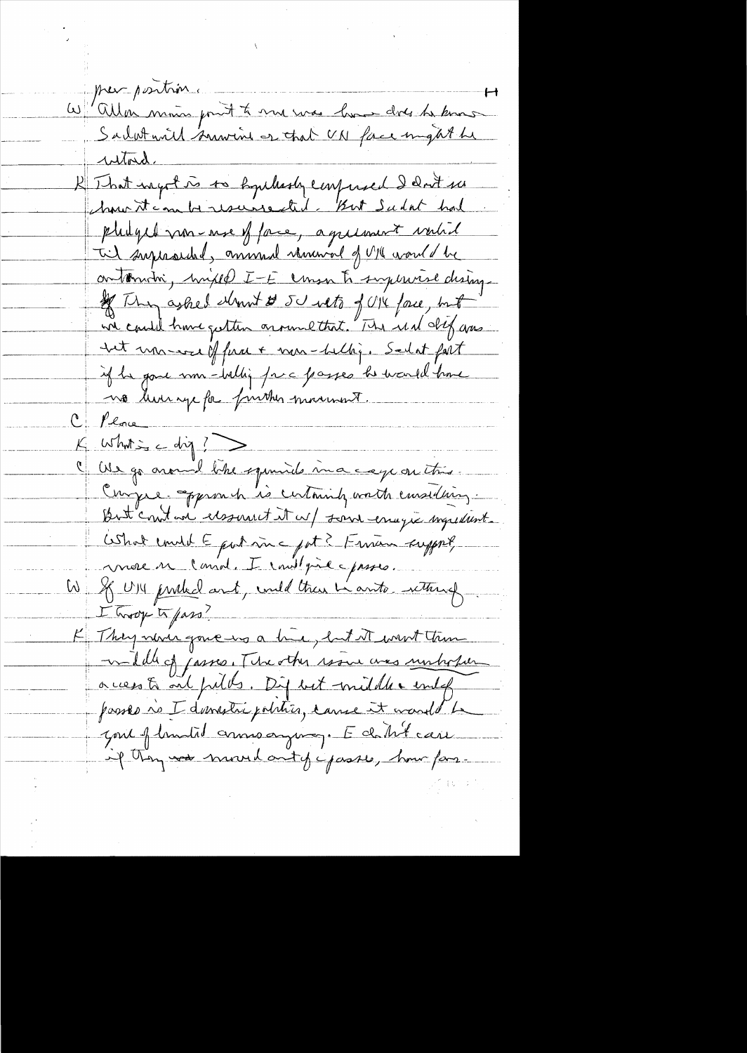pre-position.

W Allon main point to me was how does he know Sadat will survive or that UN force might be vetoed.

K That myth is so hopelessly confused I don't see how it can be resurrected. But Sadat had pledged non-use of force, agreement valid til superseded, annual renewal of UN would be automatic, mixed I-E comm to supervise disengagement. They asked about 5U veto of UN force, but we could have gotten around that. The real dif was bet non-use of force + non-belligerency. Sadat felt if he gave non-belly plus passes he would have no leverage for further movement.

C Peace

K What is a deal?

C We go around like squirrels in a cage on this. Comp. approach is certainly worth considering. But can't we resurrect it w/ some energetic ingredient. What could E put in a pot? Fireman support, move in Canal. I could give passes.

W If UN pulled out, could there be auto return of I troops to pass?

K They never gave us a line, but it went thru middle of passes. The other issue was unhappiness access to oil fields. Dif bet middle + end of passes is I domestic politics, cause it would be giving of limited arms anyway. E didn't care if they moved out of passes, how far.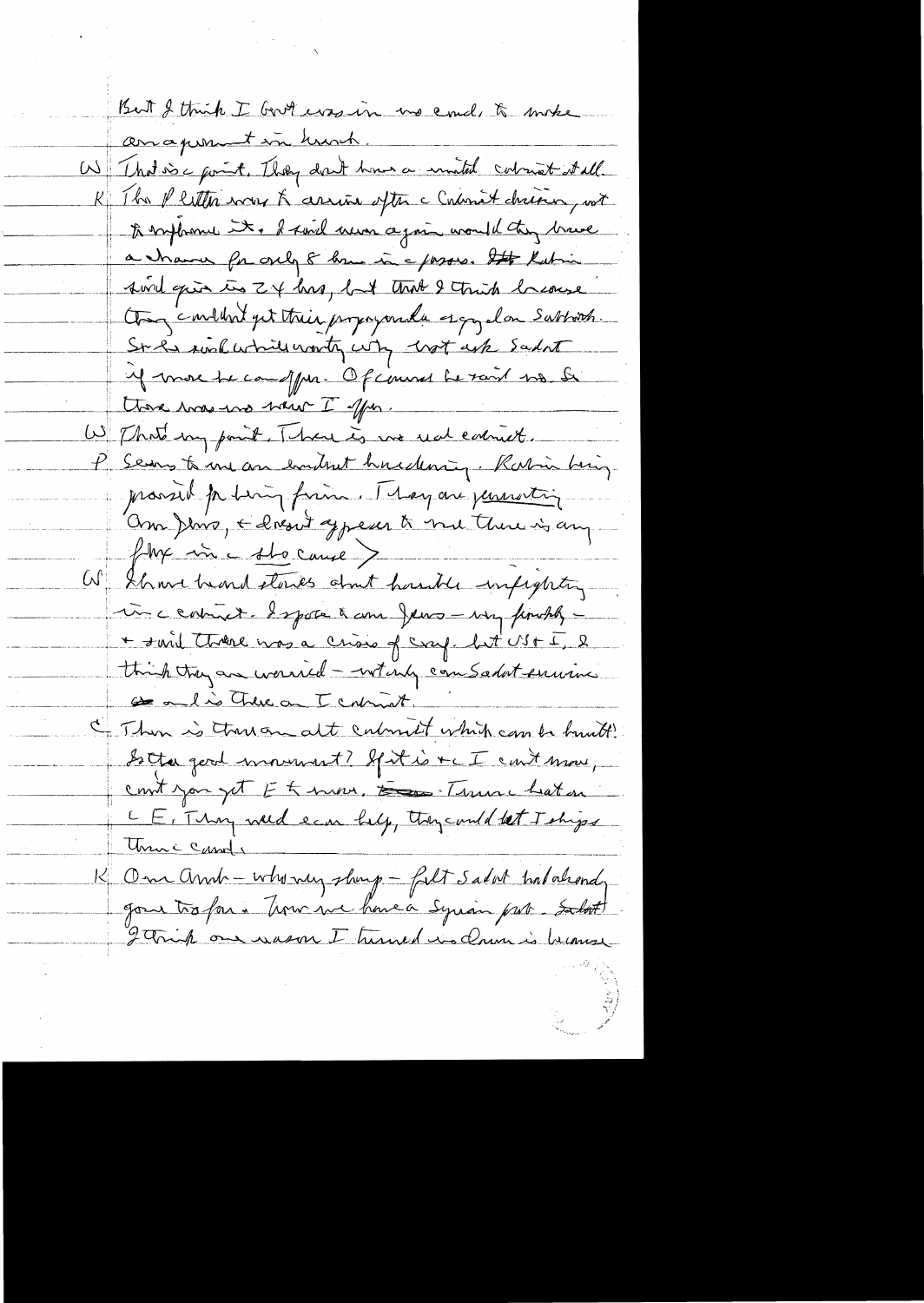But I think I [?] was in no end, to make an argument in [?].

W: That is a point. They don't have a united cabinet at all.

K: The P letter was to arrive after the Cabinet decision, not to influence it. I said never again would they have a chance for only 8 hours in a process. But Rabin said give us 24 hrs, but that I think because they couldn't get their propaganda going on Sabbath. So he said which country why not ask Sadat if more he could offer. Of course he said no. So there was no new I offer.

W: That's my point. There is no real cabinet.

P: Seems to me an emotional hardening. Rabin being pressed for being firm. They are generating American Jews, & doesn't appear to me there is any flex in the situation.

W: I have heard stories about horrible infighting in the cabinet. I spoke to some Jews — very frankly — & said there was a crisis of conf. but US & I. I think they are worried — not only can Sadat survive but is there an I cabinet.

C: Then is there an alt cabinet which can be built? Is this a good moment? If it is & I can't move, can't you get E to move. [?] Then the heat on the E. They need econ help, they could let I ships thru the Canal.

K: Our Amb — who very sharp — felt Sadat had already gone too far. Now we have a Syrian [?]. Sadat I think one reason I turned no down is because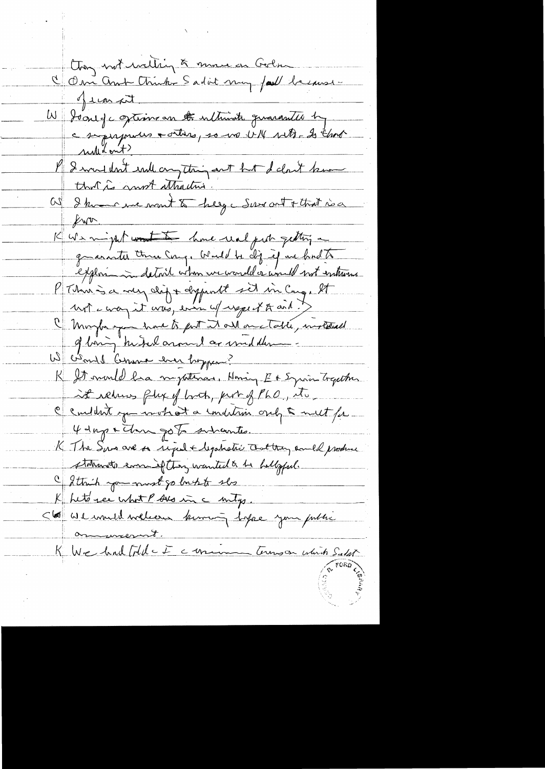They not willing to move on Golan

C Our Amb thinks Sadat may fall because of Israel.

W Would a option on the ultimate guarantee by superpowers + others, so no US-USSR. Is that ruled out?

P I wouldn't rule anything out but I don't know that is most attractive.

W I know we want to keep Sov out + that is a [?].

K We might want to have real push getting guarantee thru Cong. Would be dif if we had to explain in detail when we would or would not intervene.

P There is a very dif + different set in Cong. It not way it was, even w/ respect to aid.

C Maybe you have to put it all on table, instead of being hustled around on middle —

W Would Geneva ever happen?

K It would be a nightmare. Having E + Syria together it reduces flex of both, part of PLO, etc.

C Couldn't you work out a condition only to meet for 4 days + then go to subunits.

K The Sovs are so rigid + legalistic that they could produce statements even if they wanted to be helpful.

C I think you must go back to [?]

K Let's see what P does in a mtg.

C We would welcome knowing before your public announcement.

K We had told E + Sov our [?] Sinai which Sadat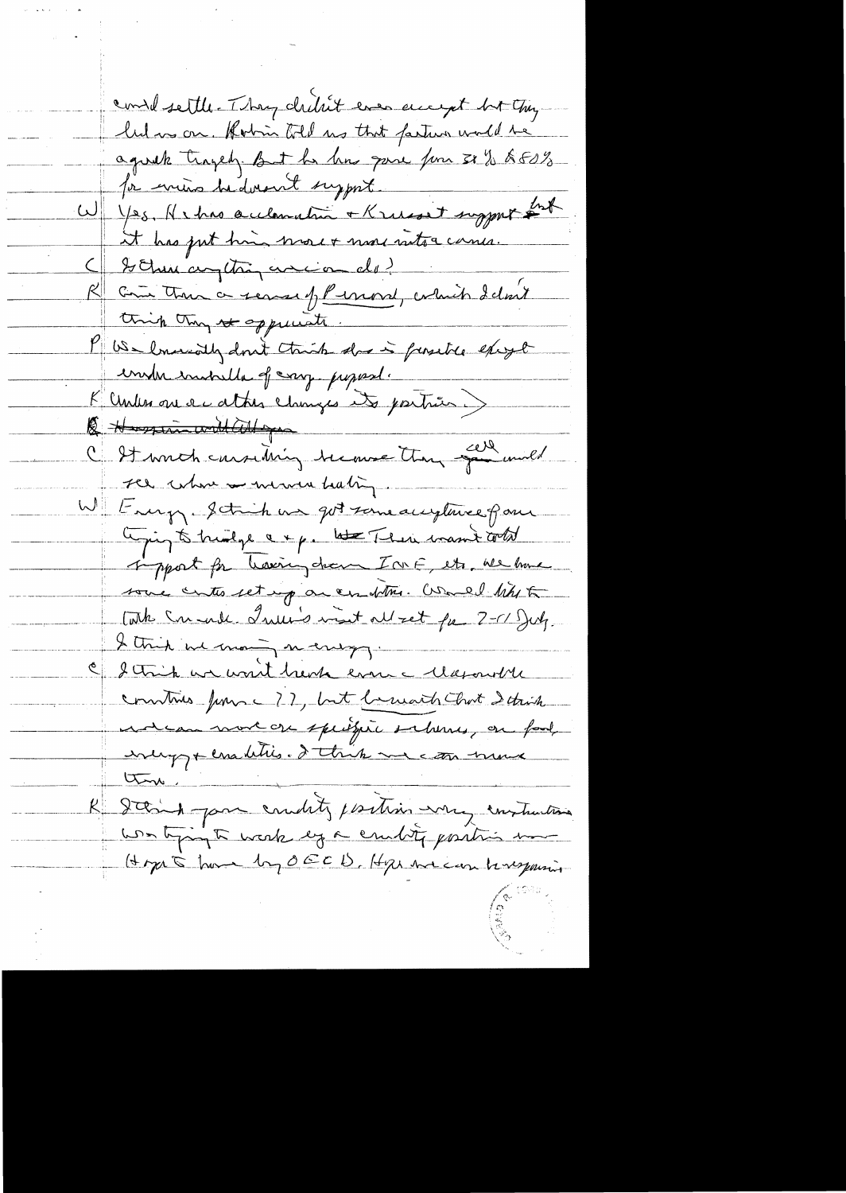could settle. They didn't even accept but they led us on. Robin told us that failure would be a great tragedy. But he has gone from 30% to 80% for energy he doesn't support.

W Yes. He has acclamation + Kissinger support but it has put him more + more into a corner.

C Is there anything we can do?

K Give them a sense of P[ ] which I don't think they appreciate.

P We honestly don't think this is possible except under umbrella of energy proposal.

K Unless one or other changes its position.

~~K However with ...~~

C It would consistency because they said would see where we were heading.

W Energy. I think we got some acceptance of our trying to hedge e + p. We There wasn't total support for leaving down IMF, etc. We have some units setting up on energy. Would like to talk Canada. Jamie's must all set for 7-11 July. I think we moving on energy.

C I think we won't break even - closer to countries from 77, but beneath that I think we can move on specific schemes, on food energy + commodities. I think we can move them.

K I think your commodity position very constructive. We trying to work up a commodity position now. Hope to have by OECD. Hope we can be responsive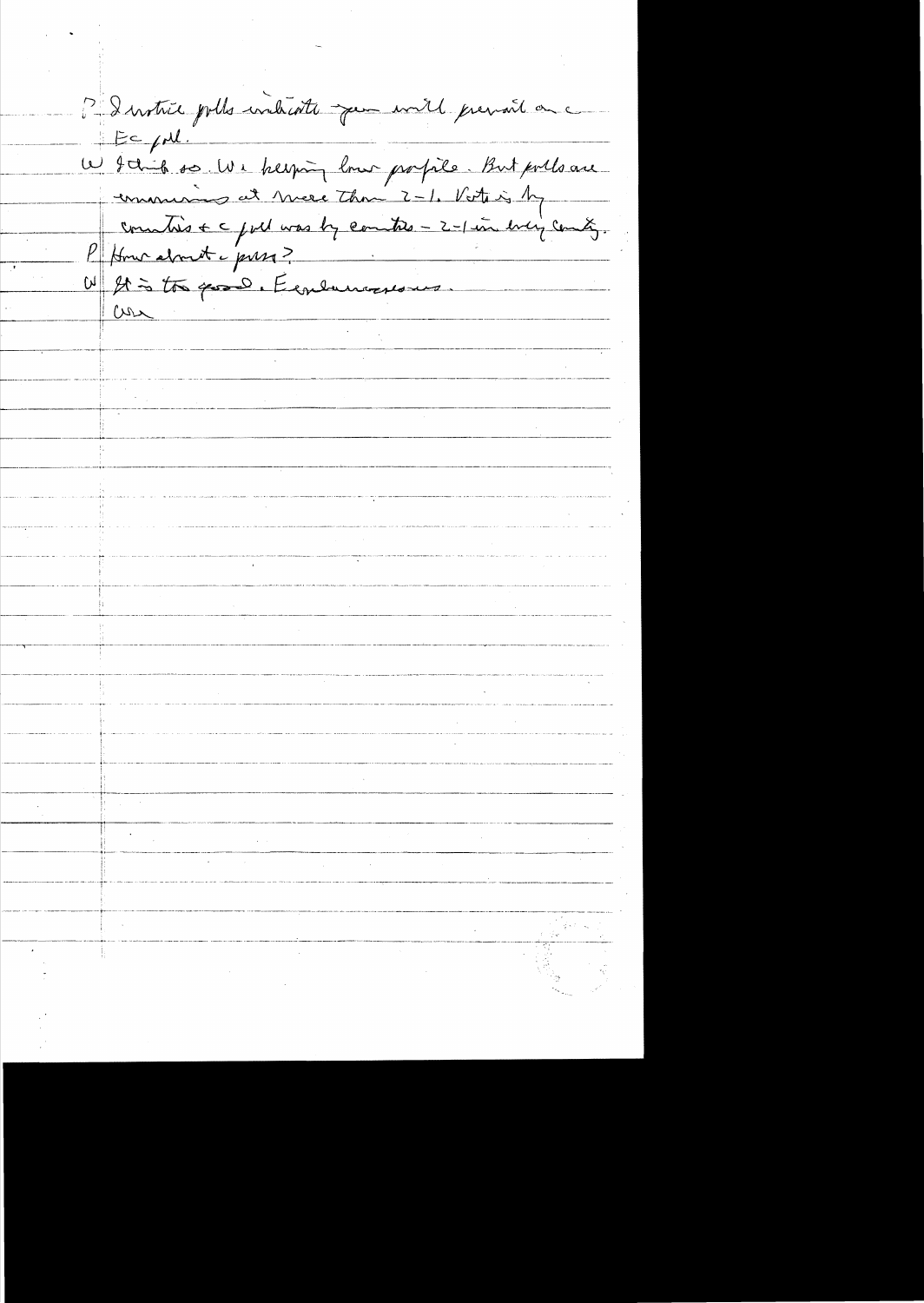P I notice polls indicate you will prevail on EC poll.

W I think so. We keeping low profile. But polls are running at more than 2-1. Vote is by counties & c poll was by counties – 2-1 in every county.

P How about press?

W It is too good. Embarrassing.

ws